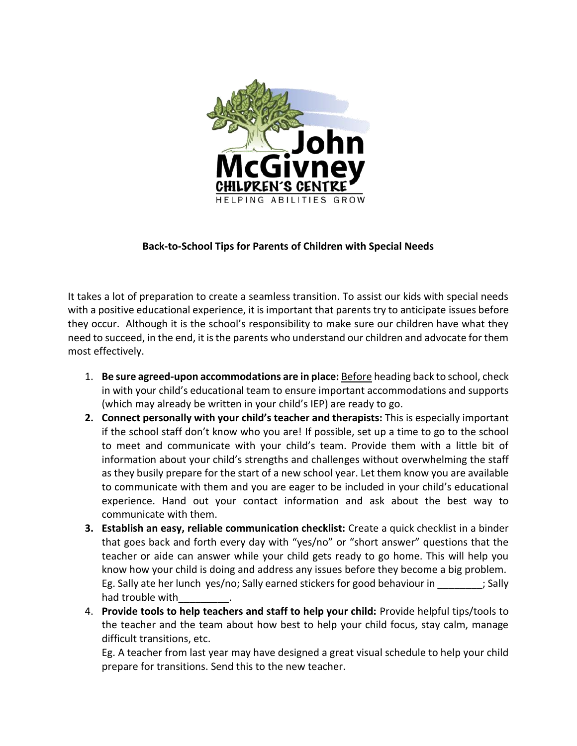**Back-to-School Tips for Parents of Children with Special Needs**

It takes a lot of preparation to create a seamless transition. To assist our kids with special needs with a positive educational experience, it is important that parents try to anticipate issues before they occur. Although it is the school's responsibility to make sure our children have what they need to succeed, in the end, it is the parents who understand our children and advocate for them most effectively.

1. **Be sure agreed-upon accommodations are in place:** Before heading back to school, check in with your child's educational team to ensure important accommodations and supports (which may already be written in your child's IEP) are ready to go.
2. **Connect personally with your child's teacher and therapists:** This is especially important if the school staff don't know who you are! If possible, set up a time to go to the school to meet and communicate with your child's team. Provide them with a little bit of information about your child's strengths and challenges without overwhelming the staff as they busily prepare for the start of a new school year. Let them know you are available to communicate with them and you are eager to be included in your child's educational experience. Hand out your contact information and ask about the best way to communicate with them.
3. **Establish an easy, reliable communication checklist:** Create a quick checklist in a binder that goes back and forth every day with "yes/no" or "short answer" questions that the teacher or aide can answer while your child gets ready to go home. This will help you know how your child is doing and address any issues before they become a big problem. Eg. Sally ate her lunch yes/no; Sally earned stickers for good behaviour in ________; Sally had trouble with_________.
4. **Provide tools to help teachers and staff to help your child:** Provide helpful tips/tools to the teacher and the team about how best to help your child focus, stay calm, manage difficult transitions, etc.
   Eg. A teacher from last year may have designed a great visual schedule to help your child prepare for transitions. Send this to the new teacher.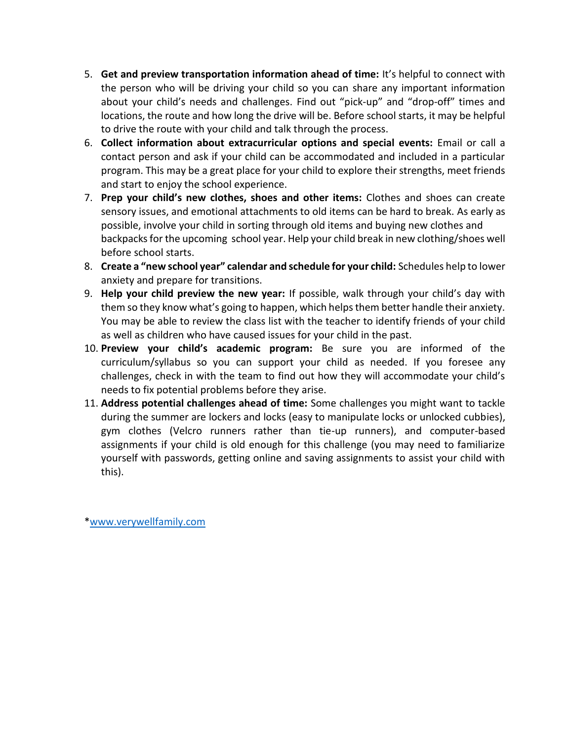5. **Get and preview transportation information ahead of time:** It's helpful to connect with the person who will be driving your child so you can share any important information about your child's needs and challenges. Find out "pick-up" and "drop-off" times and locations, the route and how long the drive will be. Before school starts, it may be helpful to drive the route with your child and talk through the process.
6. **Collect information about extracurricular options and special events:** Email or call a contact person and ask if your child can be accommodated and included in a particular program. This may be a great place for your child to explore their strengths, meet friends and start to enjoy the school experience.
7. **Prep your child's new clothes, shoes and other items:** Clothes and shoes can create sensory issues, and emotional attachments to old items can be hard to break. As early as possible, involve your child in sorting through old items and buying new clothes and backpacks for the upcoming school year. Help your child break in new clothing/shoes well before school starts.
8. **Create a "new school year" calendar and schedule for your child:** Schedules help to lower anxiety and prepare for transitions.
9. **Help your child preview the new year:** If possible, walk through your child's day with them so they know what's going to happen, which helps them better handle their anxiety. You may be able to review the class list with the teacher to identify friends of your child as well as children who have caused issues for your child in the past.
10. **Preview your child's academic program:** Be sure you are informed of the curriculum/syllabus so you can support your child as needed. If you foresee any challenges, check in with the team to find out how they will accommodate your child's needs to fix potential problems before they arise.
11. **Address potential challenges ahead of time:** Some challenges you might want to tackle during the summer are lockers and locks (easy to manipulate locks or unlocked cubbies), gym clothes (Velcro runners rather than tie-up runners), and computer-based assignments if your child is old enough for this challenge (you may need to familiarize yourself with passwords, getting online and saving assignments to assist your child with this).

*www.verywellfamily.com